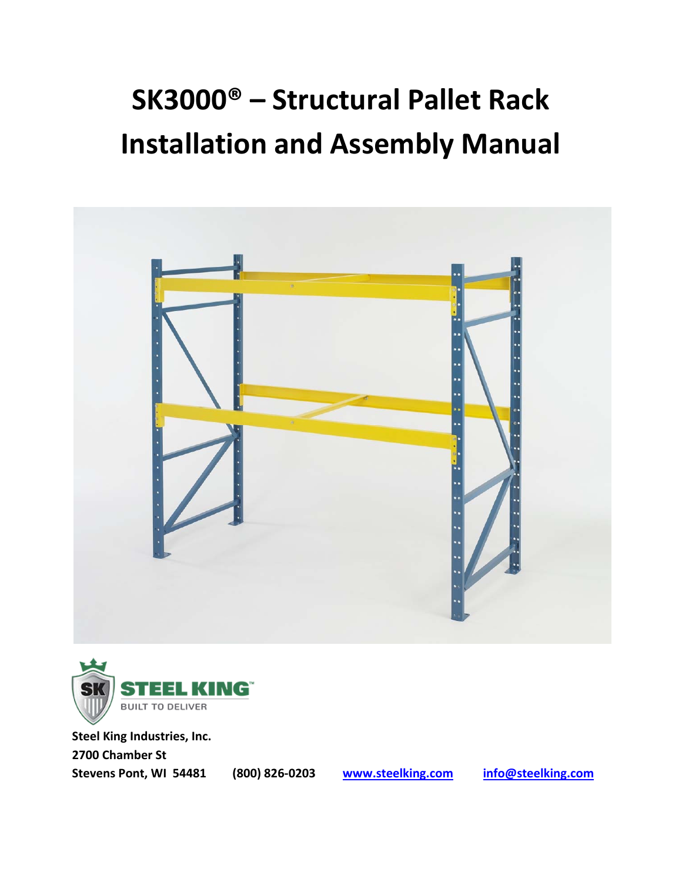# SK3000® – Structural Pallet Rack Installation and Assembly Manual

STEEL KING™

BUILT TO DELIVER

**Steel King Industries, Inc.**
**2700 Chamber St**
**Stevens Pont, WI 54481** **(800) 826-0203** **www.steelking.com** **info@steelking.com**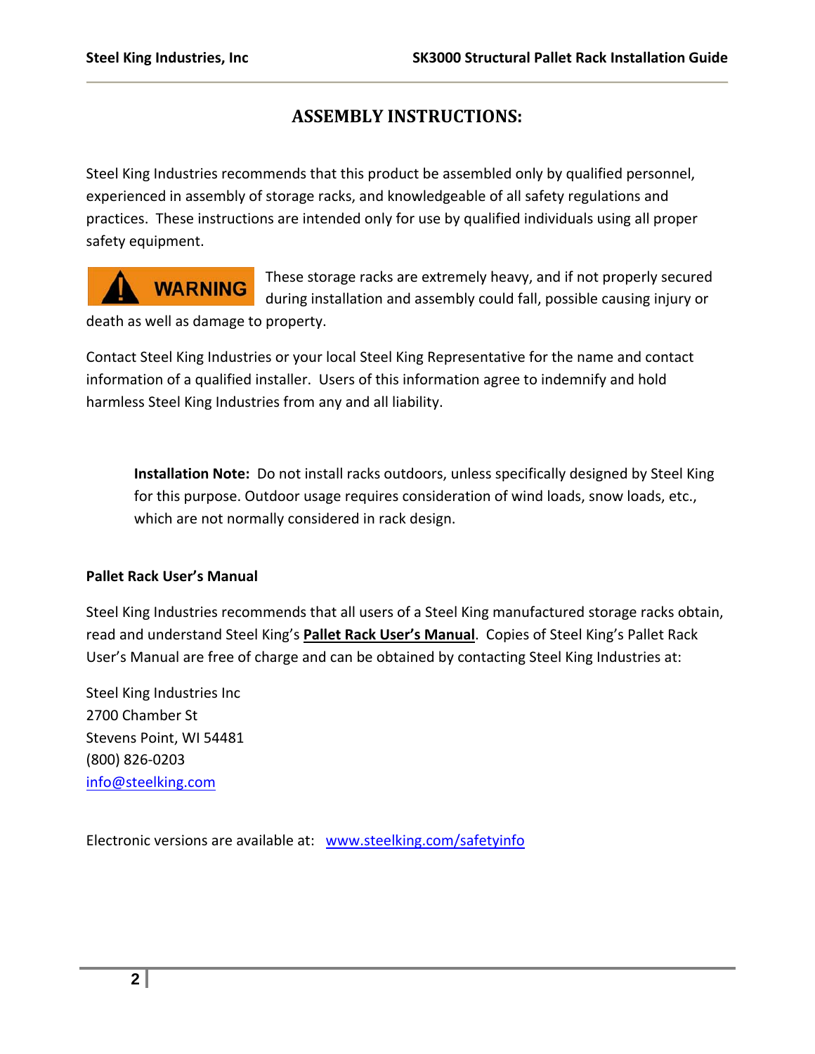# ASSEMBLY INSTRUCTIONS:

Steel King Industries recommends that this product be assembled only by qualified personnel, experienced in assembly of storage racks, and knowledgeable of all safety regulations and practices. These instructions are intended only for use by qualified individuals using all proper safety equipment.

**WARNING** These storage racks are extremely heavy, and if not properly secured during installation and assembly could fall, possible causing injury or death as well as damage to property.

Contact Steel King Industries or your local Steel King Representative for the name and contact information of a qualified installer. Users of this information agree to indemnify and hold harmless Steel King Industries from any and all liability.

> **Installation Note:** Do not install racks outdoors, unless specifically designed by Steel King for this purpose. Outdoor usage requires consideration of wind loads, snow loads, etc., which are not normally considered in rack design.

**Pallet Rack User's Manual**

Steel King Industries recommends that all users of a Steel King manufactured storage racks obtain, read and understand Steel King's **Pallet Rack User's Manual**. Copies of Steel King's Pallet Rack User's Manual are free of charge and can be obtained by contacting Steel King Industries at:

Steel King Industries Inc
2700 Chamber St
Stevens Point, WI 54481
(800) 826-0203
info@steelking.com

Electronic versions are available at: www.steelking.com/safetyinfo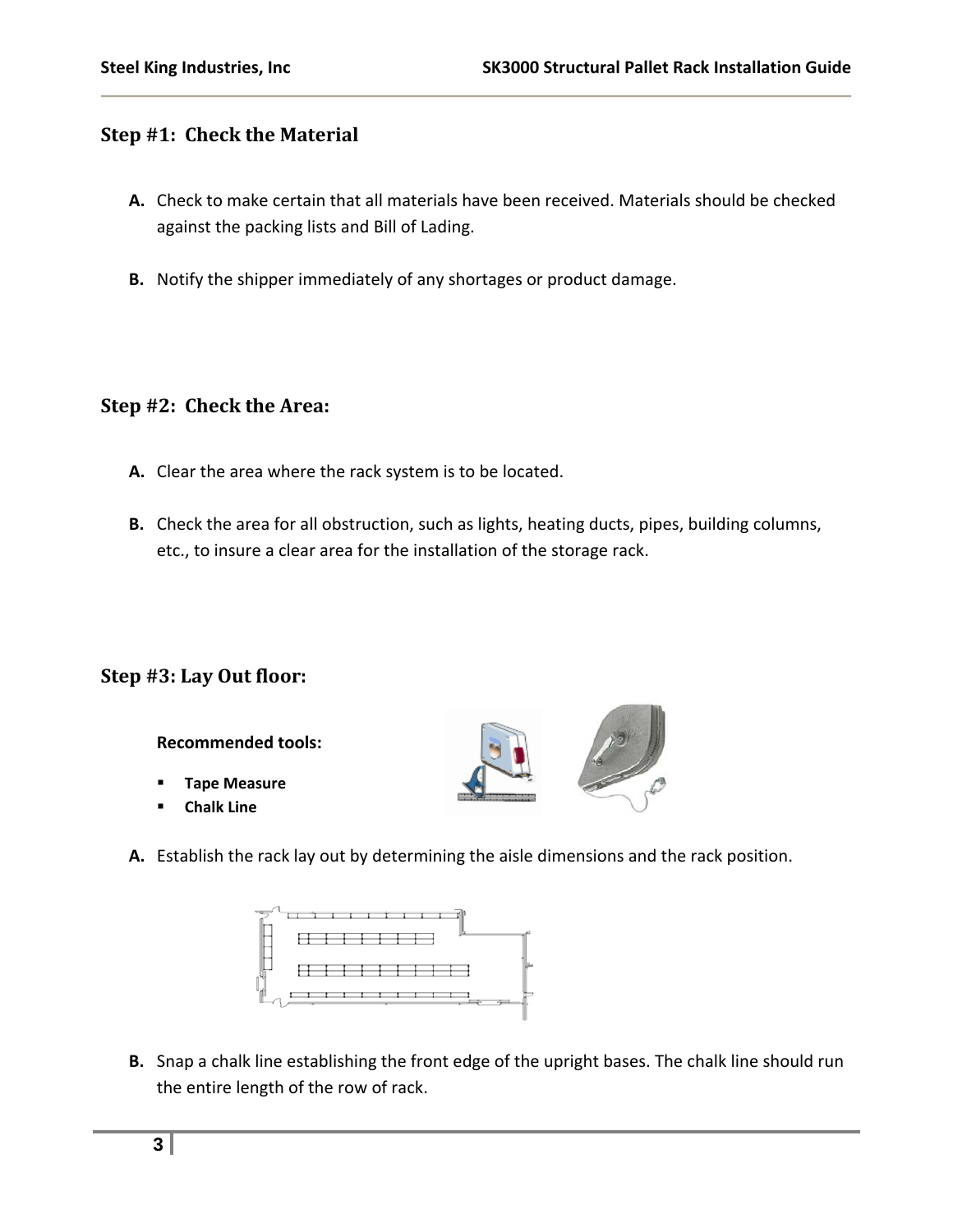## Step #1: Check the Material

**A.** Check to make certain that all materials have been received. Materials should be checked against the packing lists and Bill of Lading.

**B.** Notify the shipper immediately of any shortages or product damage.

## Step #2: Check the Area:

**A.** Clear the area where the rack system is to be located.

**B.** Check the area for all obstruction, such as lights, heating ducts, pipes, building columns, etc., to insure a clear area for the installation of the storage rack.

## Step #3: Lay Out floor:

**Recommended tools:**

- **Tape Measure**
- **Chalk Line**

**A.** Establish the rack lay out by determining the aisle dimensions and the rack position.

**B.** Snap a chalk line establishing the front edge of the upright bases. The chalk line should run the entire length of the row of rack.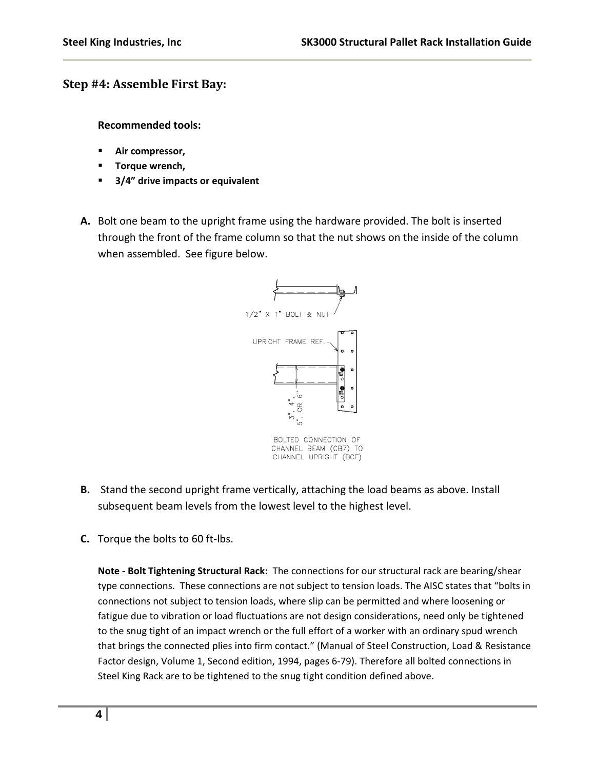## Step #4: Assemble First Bay:

**Recommended tools:**

- **Air compressor,**
- **Torque wrench,**
- **3/4" drive impacts or equivalent**

**A.** Bolt one beam to the upright frame using the hardware provided. The bolt is inserted through the front of the frame column so that the nut shows on the inside of the column when assembled. See figure below.

1/2" X 1" BOLT & NUT

UPRIGHT FRAME REF.

3", 4", 5", OR 6"

BOLTED CONNECTION OF CHANNEL BEAM (CB7) TO CHANNEL UPRIGHT (BCF)

**B.** Stand the second upright frame vertically, attaching the load beams as above. Install subsequent beam levels from the lowest level to the highest level.

**C.** Torque the bolts to 60 ft-lbs.

**Note - Bolt Tightening Structural Rack:** The connections for our structural rack are bearing/shear type connections. These connections are not subject to tension loads. The AISC states that "bolts in connections not subject to tension loads, where slip can be permitted and where loosening or fatigue due to vibration or load fluctuations are not design considerations, need only be tightened to the snug tight of an impact wrench or the full effort of a worker with an ordinary spud wrench that brings the connected plies into firm contact." (Manual of Steel Construction, Load & Resistance Factor design, Volume 1, Second edition, 1994, pages 6-79). Therefore all bolted connections in Steel King Rack are to be tightened to the snug tight condition defined above.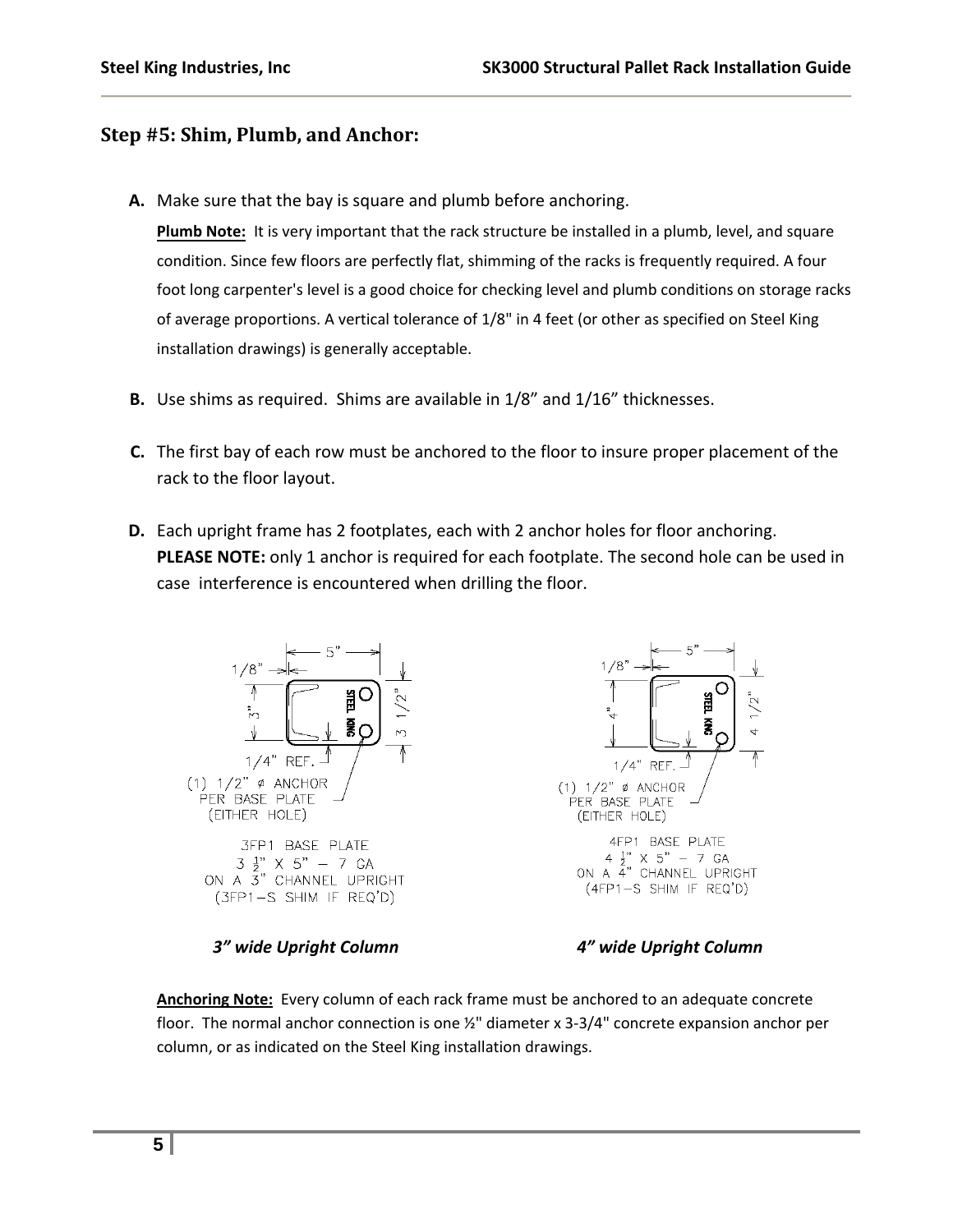## Step #5: Shim, Plumb, and Anchor:

**A.** Make sure that the bay is square and plumb before anchoring.

**Plumb Note:** It is very important that the rack structure be installed in a plumb, level, and square condition. Since few floors are perfectly flat, shimming of the racks is frequently required. A four foot long carpenter's level is a good choice for checking level and plumb conditions on storage racks of average proportions. A vertical tolerance of 1/8" in 4 feet (or other as specified on Steel King installation drawings) is generally acceptable.

**B.** Use shims as required. Shims are available in 1/8" and 1/16" thicknesses.

**C.** The first bay of each row must be anchored to the floor to insure proper placement of the rack to the floor layout.

**D.** Each upright frame has 2 footplates, each with 2 anchor holes for floor anchoring.
**PLEASE NOTE:** only 1 anchor is required for each footplate. The second hole can be used in case interference is encountered when drilling the floor.

5"
1/8"
3"
3 1/2"
STEEL KING
1/4" REF.
(1) 1/2" ø ANCHOR PER BASE PLATE (EITHER HOLE)

3FP1 BASE PLATE
3 ½" X 5" – 7 GA
ON A 3" CHANNEL UPRIGHT
(3FP1–S SHIM IF REQ'D)

*3" wide Upright Column*

5"
1/8"
4"
4 1/2"
STEEL KING
1/4" REF.
(1) 1/2" ø ANCHOR PER BASE PLATE (EITHER HOLE)

4FP1 BASE PLATE
4 ½" X 5" – 7 GA
ON A 4" CHANNEL UPRIGHT
(4FP1–S SHIM IF REQ'D)

*4" wide Upright Column*

**Anchoring Note:** Every column of each rack frame must be anchored to an adequate concrete floor. The normal anchor connection is one ½" diameter x 3-3/4" concrete expansion anchor per column, or as indicated on the Steel King installation drawings.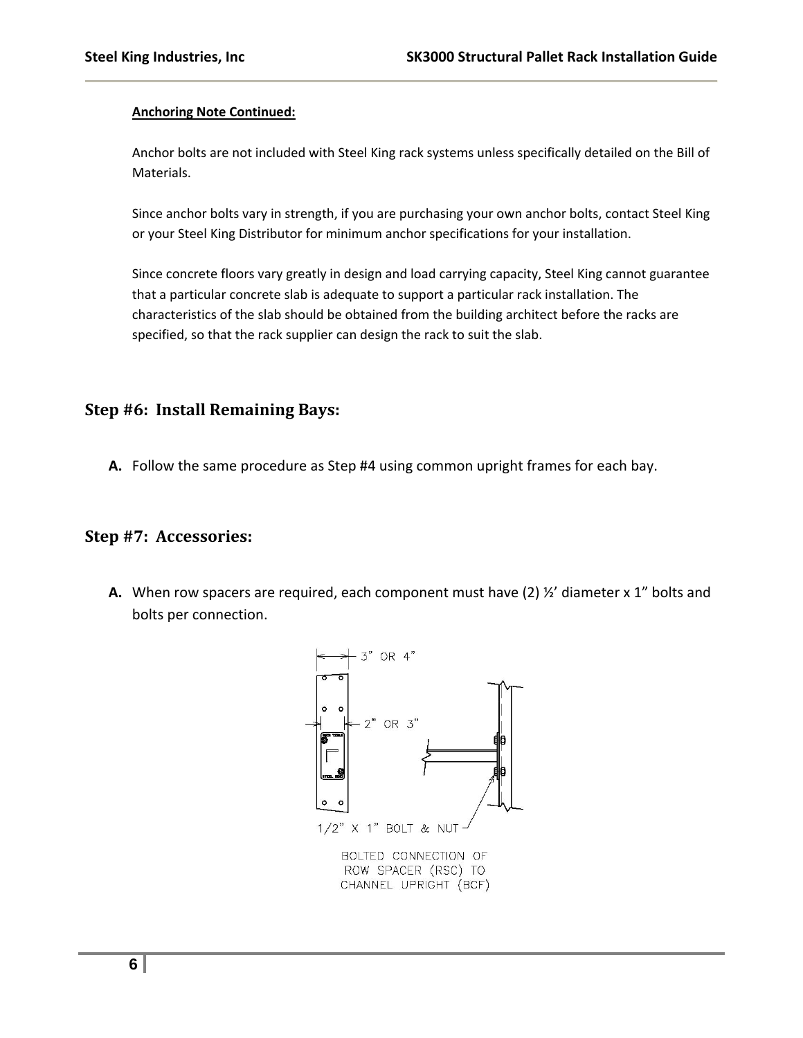**Anchoring Note Continued:**

Anchor bolts are not included with Steel King rack systems unless specifically detailed on the Bill of Materials.

Since anchor bolts vary in strength, if you are purchasing your own anchor bolts, contact Steel King or your Steel King Distributor for minimum anchor specifications for your installation.

Since concrete floors vary greatly in design and load carrying capacity, Steel King cannot guarantee that a particular concrete slab is adequate to support a particular rack installation. The characteristics of the slab should be obtained from the building architect before the racks are specified, so that the rack supplier can design the rack to suit the slab.

## Step #6: Install Remaining Bays:

**A.** Follow the same procedure as Step #4 using common upright frames for each bay.

## Step #7: Accessories:

**A.** When row spacers are required, each component must have (2) ½' diameter x 1" bolts and bolts per connection.

3" OR 4"

2" OR 3"

1/2" X 1" BOLT & NUT

BOLTED CONNECTION OF ROW SPACER (RSC) TO CHANNEL UPRIGHT (BCF)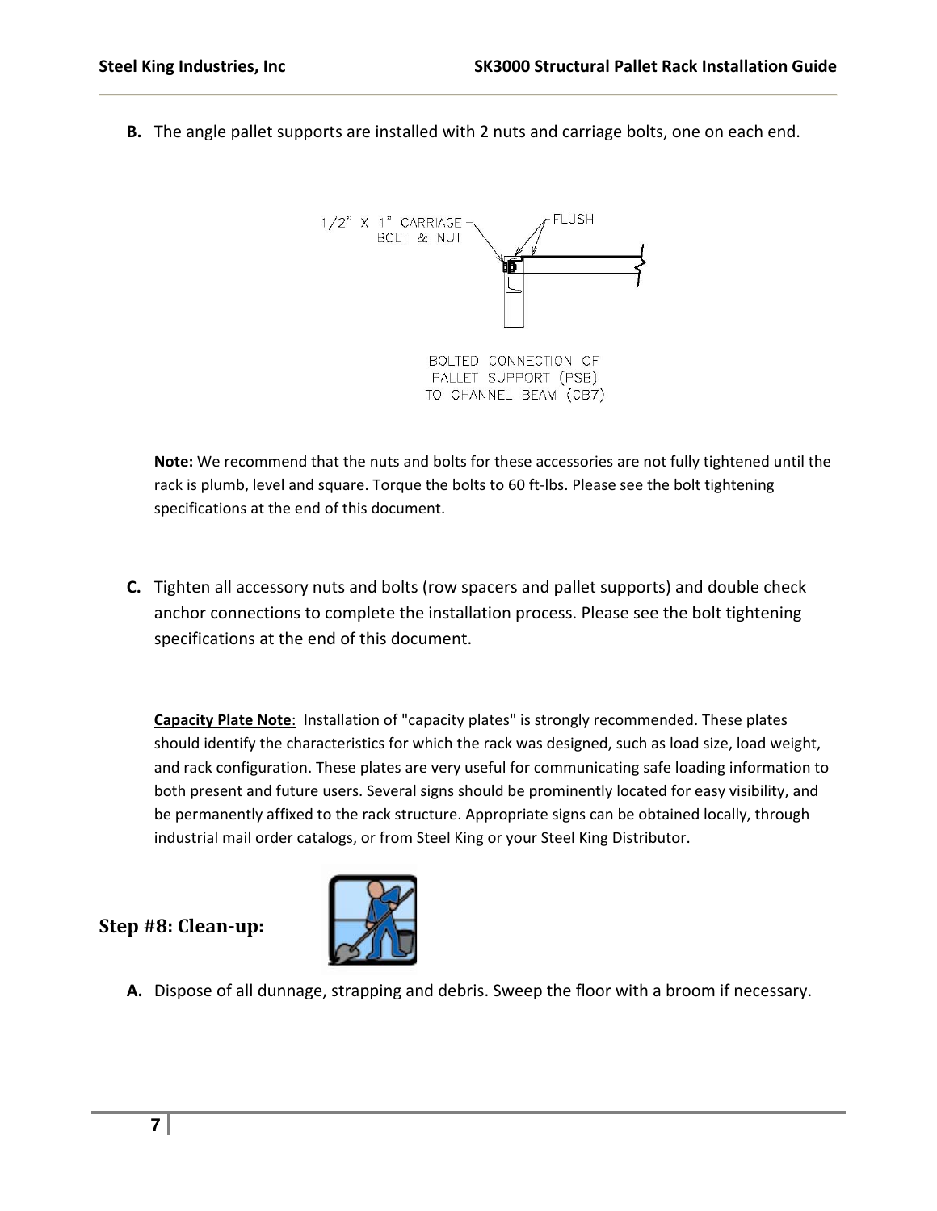**B.** The angle pallet supports are installed with 2 nuts and carriage bolts, one on each end.

1/2" X 1" CARRIAGE BOLT & NUT

FLUSH

BOLTED CONNECTION OF PALLET SUPPORT (PSB) TO CHANNEL BEAM (CB7)

**Note:** We recommend that the nuts and bolts for these accessories are not fully tightened until the rack is plumb, level and square. Torque the bolts to 60 ft-lbs. Please see the bolt tightening specifications at the end of this document.

**C.** Tighten all accessory nuts and bolts (row spacers and pallet supports) and double check anchor connections to complete the installation process. Please see the bolt tightening specifications at the end of this document.

**Capacity Plate Note**: Installation of "capacity plates" is strongly recommended. These plates should identify the characteristics for which the rack was designed, such as load size, load weight, and rack configuration. These plates are very useful for communicating safe loading information to both present and future users. Several signs should be prominently located for easy visibility, and be permanently affixed to the rack structure. Appropriate signs can be obtained locally, through industrial mail order catalogs, or from Steel King or your Steel King Distributor.

## Step #8: Clean-up:

**A.** Dispose of all dunnage, strapping and debris. Sweep the floor with a broom if necessary.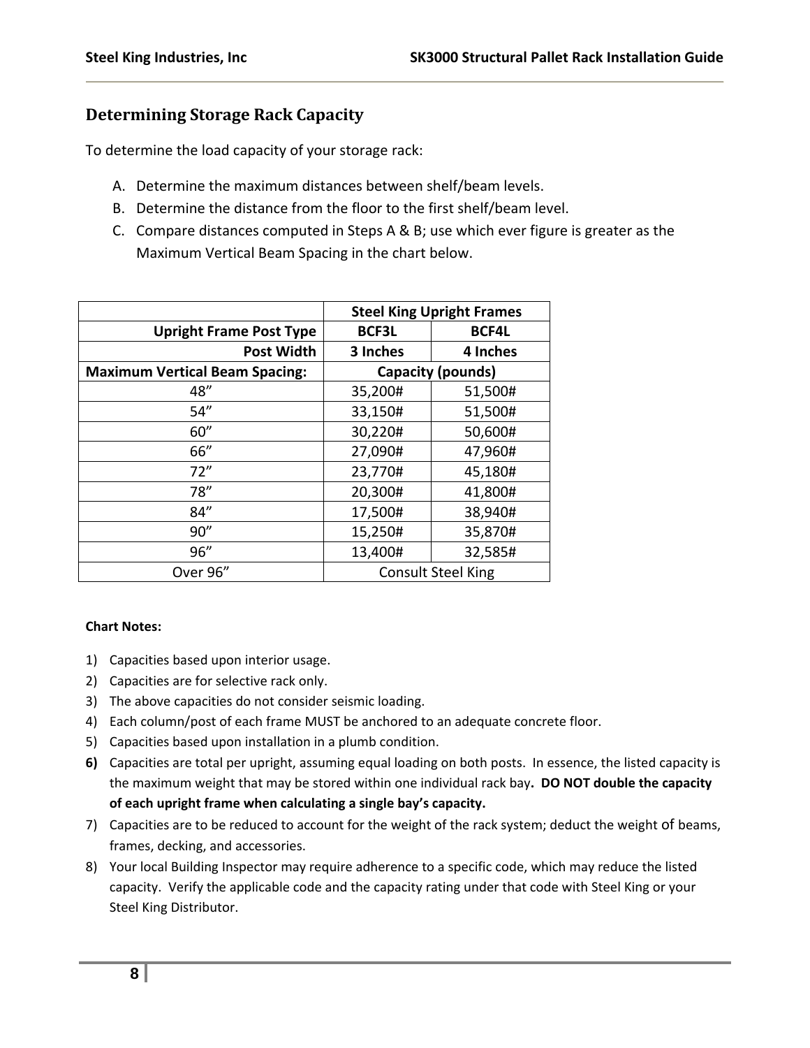## Determining Storage Rack Capacity

To determine the load capacity of your storage rack:

A. Determine the maximum distances between shelf/beam levels.
B. Determine the distance from the floor to the first shelf/beam level.
C. Compare distances computed in Steps A & B; use which ever figure is greater as the Maximum Vertical Beam Spacing in the chart below.

| | Steel King Upright Frames | |
|---|---|---|
| **Upright Frame Post Type** | **BCF3L** | **BCF4L** |
| **Post Width** | **3 Inches** | **4 Inches** |
| **Maximum Vertical Beam Spacing:** | **Capacity (pounds)** | |
| 48” | 35,200# | 51,500# |
| 54” | 33,150# | 51,500# |
| 60” | 30,220# | 50,600# |
| 66” | 27,090# | 47,960# |
| 72” | 23,770# | 45,180# |
| 78” | 20,300# | 41,800# |
| 84” | 17,500# | 38,940# |
| 90” | 15,250# | 35,870# |
| 96” | 13,400# | 32,585# |
| Over 96” | Consult Steel King | |

**Chart Notes:**

1) Capacities based upon interior usage.
2) Capacities are for selective rack only.
3) The above capacities do not consider seismic loading.
4) Each column/post of each frame MUST be anchored to an adequate concrete floor.
5) Capacities based upon installation in a plumb condition.
6) Capacities are total per upright, assuming equal loading on both posts. In essence, the listed capacity is the maximum weight that may be stored within one individual rack bay. **DO NOT double the capacity of each upright frame when calculating a single bay’s capacity.**
7) Capacities are to be reduced to account for the weight of the rack system; deduct the weight of beams, frames, decking, and accessories.
8) Your local Building Inspector may require adherence to a specific code, which may reduce the listed capacity. Verify the applicable code and the capacity rating under that code with Steel King or your Steel King Distributor.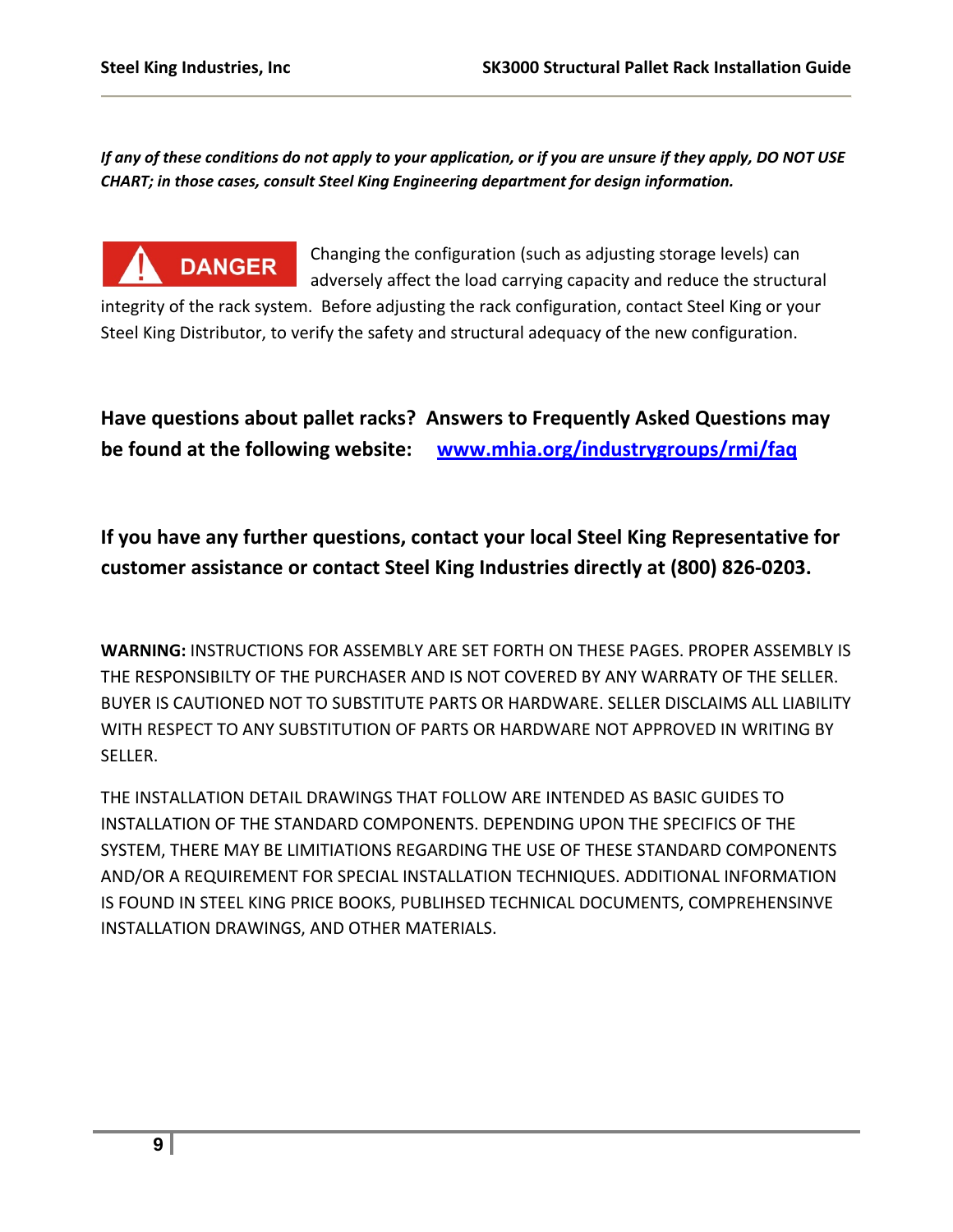***If any of these conditions do not apply to your application, or if you are unsure if they apply, DO NOT USE CHART; in those cases, consult Steel King Engineering department for design information.***

**DANGER** Changing the configuration (such as adjusting storage levels) can adversely affect the load carrying capacity and reduce the structural integrity of the rack system. Before adjusting the rack configuration, contact Steel King or your Steel King Distributor, to verify the safety and structural adequacy of the new configuration.

**Have questions about pallet racks? Answers to Frequently Asked Questions may be found at the following website: [www.mhia.org/industrygroups/rmi/faq](www.mhia.org/industrygroups/rmi/faq)**

**If you have any further questions, contact your local Steel King Representative for customer assistance or contact Steel King Industries directly at (800) 826-0203.**

**WARNING:** INSTRUCTIONS FOR ASSEMBLY ARE SET FORTH ON THESE PAGES. PROPER ASSEMBLY IS THE RESPONSIBILTY OF THE PURCHASER AND IS NOT COVERED BY ANY WARRATY OF THE SELLER. BUYER IS CAUTIONED NOT TO SUBSTITUTE PARTS OR HARDWARE. SELLER DISCLAIMS ALL LIABILITY WITH RESPECT TO ANY SUBSTITUTION OF PARTS OR HARDWARE NOT APPROVED IN WRITING BY SELLER.

THE INSTALLATION DETAIL DRAWINGS THAT FOLLOW ARE INTENDED AS BASIC GUIDES TO INSTALLATION OF THE STANDARD COMPONENTS. DEPENDING UPON THE SPECIFICS OF THE SYSTEM, THERE MAY BE LIMITIATIONS REGARDING THE USE OF THESE STANDARD COMPONENTS AND/OR A REQUIREMENT FOR SPECIAL INSTALLATION TECHNIQUES. ADDITIONAL INFORMATION IS FOUND IN STEEL KING PRICE BOOKS, PUBLIHSED TECHNICAL DOCUMENTS, COMPREHENSINVE INSTALLATION DRAWINGS, AND OTHER MATERIALS.